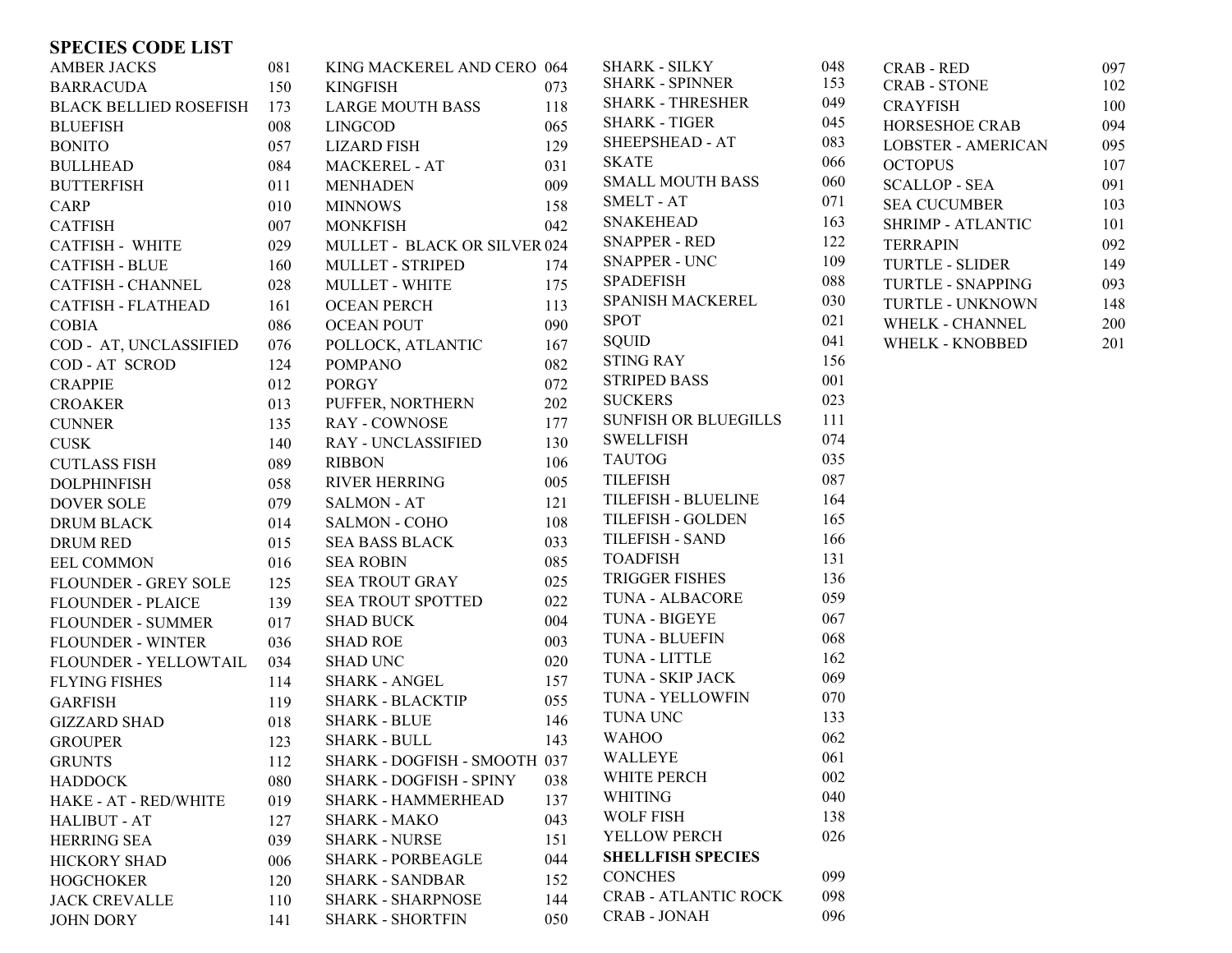# SPECIES CODE LIST

| Species | Code |
|---|---|
| AMBER JACKS | 081 |
| BARRACUDA | 150 |
| BLACK BELLIED ROSEFISH | 173 |
| BLUEFISH | 008 |
| BONITO | 057 |
| BULLHEAD | 084 |
| BUTTERFISH | 011 |
| CARP | 010 |
| CATFISH | 007 |
| CATFISH - WHITE | 029 |
| CATFISH - BLUE | 160 |
| CATFISH - CHANNEL | 028 |
| CATFISH - FLATHEAD | 161 |
| COBIA | 086 |
| COD - AT, UNCLASSIFIED | 076 |
| COD - AT SCROD | 124 |
| CRAPPIE | 012 |
| CROAKER | 013 |
| CUNNER | 135 |
| CUSK | 140 |
| CUTLASS FISH | 089 |
| DOLPHINFISH | 058 |
| DOVER SOLE | 079 |
| DRUM BLACK | 014 |
| DRUM RED | 015 |
| EEL COMMON | 016 |
| FLOUNDER - GREY SOLE | 125 |
| FLOUNDER - PLAICE | 139 |
| FLOUNDER - SUMMER | 017 |
| FLOUNDER - WINTER | 036 |
| FLOUNDER - YELLOWTAIL | 034 |
| FLYING FISHES | 114 |
| GARFISH | 119 |
| GIZZARD SHAD | 018 |
| GROUPER | 123 |
| GRUNTS | 112 |
| HADDOCK | 080 |
| HAKE - AT - RED/WHITE | 019 |
| HALIBUT - AT | 127 |
| HERRING SEA | 039 |
| HICKORY SHAD | 006 |
| HOGCHOKER | 120 |
| JACK CREVALLE | 110 |
| JOHN DORY | 141 |
| KING MACKEREL AND CERO | 064 |
| KINGFISH | 073 |
| LARGE MOUTH BASS | 118 |
| LINGCOD | 065 |
| LIZARD FISH | 129 |
| MACKEREL - AT | 031 |
| MENHADEN | 009 |
| MINNOWS | 158 |
| MONKFISH | 042 |
| MULLET - BLACK OR SILVER | 024 |
| MULLET - STRIPED | 174 |
| MULLET - WHITE | 175 |
| OCEAN PERCH | 113 |
| OCEAN POUT | 090 |
| POLLOCK, ATLANTIC | 167 |
| POMPANO | 082 |
| PORGY | 072 |
| PUFFER, NORTHERN | 202 |
| RAY - COWNOSE | 177 |
| RAY - UNCLASSIFIED | 130 |
| RIBBON | 106 |
| RIVER HERRING | 005 |
| SALMON - AT | 121 |
| SALMON - COHO | 108 |
| SEA BASS BLACK | 033 |
| SEA ROBIN | 085 |
| SEA TROUT GRAY | 025 |
| SEA TROUT SPOTTED | 022 |
| SHAD BUCK | 004 |
| SHAD ROE | 003 |
| SHAD UNC | 020 |
| SHARK - ANGEL | 157 |
| SHARK - BLACKTIP | 055 |
| SHARK - BLUE | 146 |
| SHARK - BULL | 143 |
| SHARK - DOGFISH - SMOOTH | 037 |
| SHARK - DOGFISH - SPINY | 038 |
| SHARK - HAMMERHEAD | 137 |
| SHARK - MAKO | 043 |
| SHARK - NURSE | 151 |
| SHARK - PORBEAGLE | 044 |
| SHARK - SANDBAR | 152 |
| SHARK - SHARPNOSE | 144 |
| SHARK - SHORTFIN | 050 |
| SHARK - SILKY | 048 |
| SHARK - SPINNER | 153 |
| SHARK - THRESHER | 049 |
| SHARK - TIGER | 045 |
| SHEEPSHEAD - AT | 083 |
| SKATE | 066 |
| SMALL MOUTH BASS | 060 |
| SMELT - AT | 071 |
| SNAKEHEAD | 163 |
| SNAPPER - RED | 122 |
| SNAPPER - UNC | 109 |
| SPADEFISH | 088 |
| SPANISH MACKEREL | 030 |
| SPOT | 021 |
| SQUID | 041 |
| STING RAY | 156 |
| STRIPED BASS | 001 |
| SUCKERS | 023 |
| SUNFISH OR BLUEGILLS | 111 |
| SWELLFISH | 074 |
| TAUTOG | 035 |
| TILEFISH | 087 |
| TILEFISH - BLUELINE | 164 |
| TILEFISH - GOLDEN | 165 |
| TILEFISH - SAND | 166 |
| TOADFISH | 131 |
| TRIGGER FISHES | 136 |
| TUNA - ALBACORE | 059 |
| TUNA - BIGEYE | 067 |
| TUNA - BLUEFIN | 068 |
| TUNA - LITTLE | 162 |
| TUNA - SKIP JACK | 069 |
| TUNA - YELLOWFIN | 070 |
| TUNA UNC | 133 |
| WAHOO | 062 |
| WALLEYE | 061 |
| WHITE PERCH | 002 |
| WHITING | 040 |
| WOLF FISH | 138 |
| YELLOW PERCH | 026 |

**SHELLFISH SPECIES**

| Species | Code |
|---|---|
| CONCHES | 099 |
| CRAB - ATLANTIC ROCK | 098 |
| CRAB - JONAH | 096 |
| CRAB - RED | 097 |
| CRAB - STONE | 102 |
| CRAYFISH | 100 |
| HORSESHOE CRAB | 094 |
| LOBSTER - AMERICAN | 095 |
| OCTOPUS | 107 |
| SCALLOP - SEA | 091 |
| SEA CUCUMBER | 103 |
| SHRIMP - ATLANTIC | 101 |
| TERRAPIN | 092 |
| TURTLE - SLIDER | 149 |
| TURTLE - SNAPPING | 093 |
| TURTLE - UNKNOWN | 148 |
| WHELK - CHANNEL | 200 |
| WHELK - KNOBBED | 201 |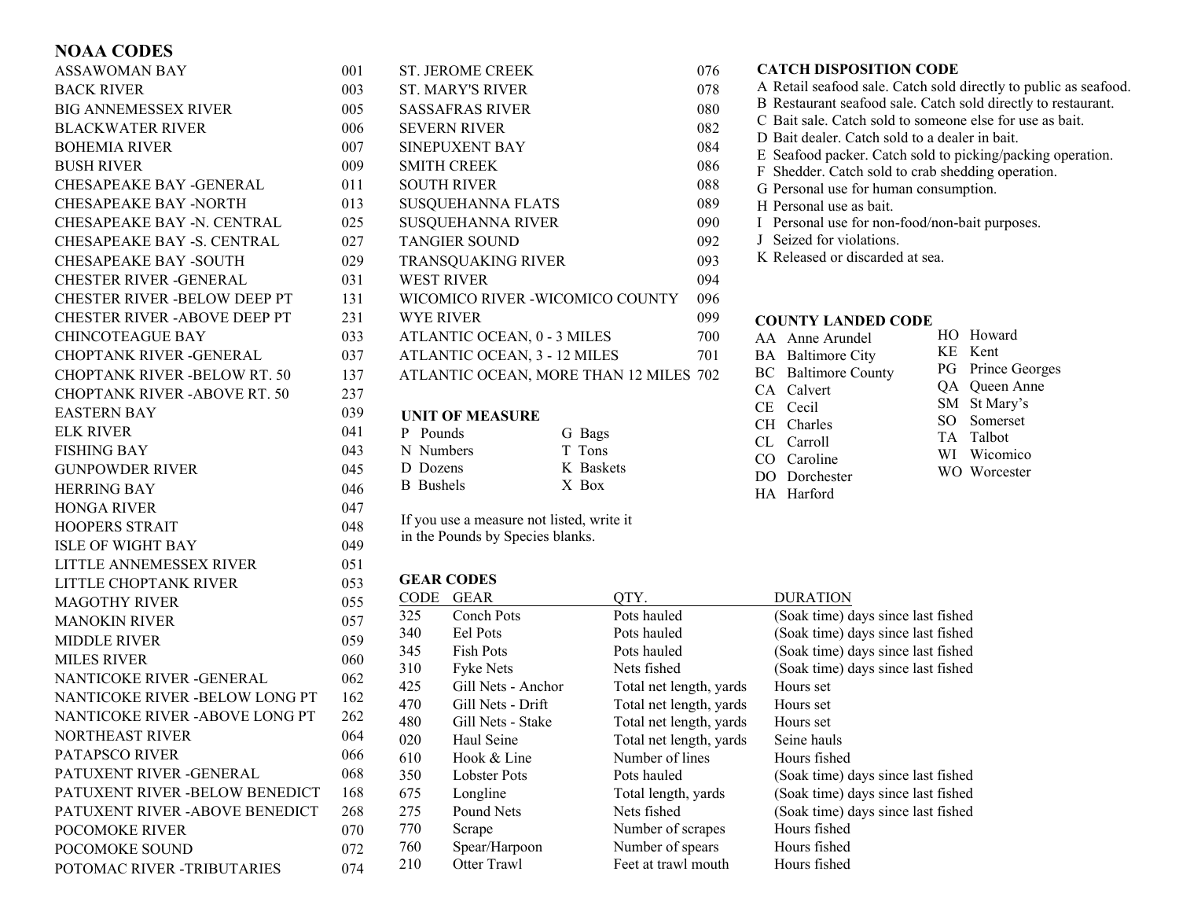## NOAA CODES

| | |
|---|---|
| ASSAWOMAN BAY | 001 |
| BACK RIVER | 003 |
| BIG ANNEMESSEX RIVER | 005 |
| BLACKWATER RIVER | 006 |
| BOHEMIA RIVER | 007 |
| BUSH RIVER | 009 |
| CHESAPEAKE BAY -GENERAL | 011 |
| CHESAPEAKE BAY -NORTH | 013 |
| CHESAPEAKE BAY -N. CENTRAL | 025 |
| CHESAPEAKE BAY -S. CENTRAL | 027 |
| CHESAPEAKE BAY -SOUTH | 029 |
| CHESTER RIVER -GENERAL | 031 |
| CHESTER RIVER -BELOW DEEP PT | 131 |
| CHESTER RIVER -ABOVE DEEP PT | 231 |
| CHINCOTEAGUE BAY | 033 |
| CHOPTANK RIVER -GENERAL | 037 |
| CHOPTANK RIVER -BELOW RT. 50 | 137 |
| CHOPTANK RIVER -ABOVE RT. 50 | 237 |
| EASTERN BAY | 039 |
| ELK RIVER | 041 |
| FISHING BAY | 043 |
| GUNPOWDER RIVER | 045 |
| HERRING BAY | 046 |
| HONGA RIVER | 047 |
| HOOPERS STRAIT | 048 |
| ISLE OF WIGHT BAY | 049 |
| LITTLE ANNEMESSEX RIVER | 051 |
| LITTLE CHOPTANK RIVER | 053 |
| MAGOTHY RIVER | 055 |
| MANOKIN RIVER | 057 |
| MIDDLE RIVER | 059 |
| MILES RIVER | 060 |
| NANTICOKE RIVER -GENERAL | 062 |
| NANTICOKE RIVER -BELOW LONG PT | 162 |
| NANTICOKE RIVER -ABOVE LONG PT | 262 |
| NORTHEAST RIVER | 064 |
| PATAPSCO RIVER | 066 |
| PATUXENT RIVER -GENERAL | 068 |
| PATUXENT RIVER -BELOW BENEDICT | 168 |
| PATUXENT RIVER -ABOVE BENEDICT | 268 |
| POCOMOKE RIVER | 070 |
| POCOMOKE SOUND | 072 |
| POTOMAC RIVER -TRIBUTARIES | 074 |
| ST. JEROME CREEK | 076 |
| ST. MARY'S RIVER | 078 |
| SASSAFRAS RIVER | 080 |
| SEVERN RIVER | 082 |
| SINEPUXENT BAY | 084 |
| SMITH CREEK | 086 |
| SOUTH RIVER | 088 |
| SUSQUEHANNA FLATS | 089 |
| SUSQUEHANNA RIVER | 090 |
| TANGIER SOUND | 092 |
| TRANSQUAKING RIVER | 093 |
| WEST RIVER | 094 |
| WICOMICO RIVER -WICOMICO COUNTY | 096 |
| WYE RIVER | 099 |
| ATLANTIC OCEAN, 0 - 3 MILES | 700 |
| ATLANTIC OCEAN, 3 - 12 MILES | 701 |
| ATLANTIC OCEAN, MORE THAN 12 MILES | 702 |

### UNIT OF MEASURE

| | |
|---|---|
| P Pounds | G Bags |
| N Numbers | T Tons |
| D Dozens | K Baskets |
| B Bushels | X Box |

If you use a measure not listed, write it in the Pounds by Species blanks.

### GEAR CODES

| CODE | GEAR | QTY. | DURATION |
|---|---|---|---|
| 325 | Conch Pots | Pots hauled | (Soak time) days since last fished |
| 340 | Eel Pots | Pots hauled | (Soak time) days since last fished |
| 345 | Fish Pots | Pots hauled | (Soak time) days since last fished |
| 310 | Fyke Nets | Nets fished | (Soak time) days since last fished |
| 425 | Gill Nets - Anchor | Total net length, yards | Hours set |
| 470 | Gill Nets - Drift | Total net length, yards | Hours set |
| 480 | Gill Nets - Stake | Total net length, yards | Hours set |
| 020 | Haul Seine | Total net length, yards | Seine hauls |
| 610 | Hook & Line | Number of lines | Hours fished |
| 350 | Lobster Pots | Pots hauled | (Soak time) days since last fished |
| 675 | Longline | Total length, yards | (Soak time) days since last fished |
| 275 | Pound Nets | Nets fished | (Soak time) days since last fished |
| 770 | Scrape | Number of scrapes | Hours fished |
| 760 | Spear/Harpoon | Number of spears | Hours fished |
| 210 | Otter Trawl | Feet at trawl mouth | Hours fished |

### CATCH DISPOSITION CODE

- A Retail seafood sale. Catch sold directly to public as seafood.
- B Restaurant seafood sale. Catch sold directly to restaurant.
- C Bait sale. Catch sold to someone else for use as bait.
- D Bait dealer. Catch sold to a dealer in bait.
- E Seafood packer. Catch sold to picking/packing operation.
- F Shedder. Catch sold to crab shedding operation.
- G Personal use for human consumption.
- H Personal use as bait.
- I Personal use for non-food/non-bait purposes.
- J Seized for violations.
- K Released or discarded at sea.

### COUNTY LANDED CODE

| | |
|---|---|
| AA Anne Arundel | HO Howard |
| BA Baltimore City | KE Kent |
| BC Baltimore County | PG Prince Georges |
| CA Calvert | QA Queen Anne |
| CE Cecil | SM St Mary's |
| CH Charles | SO Somerset |
| CL Carroll | TA Talbot |
| CO Caroline | WI Wicomico |
| DO Dorchester | WO Worcester |
| HA Harford | |